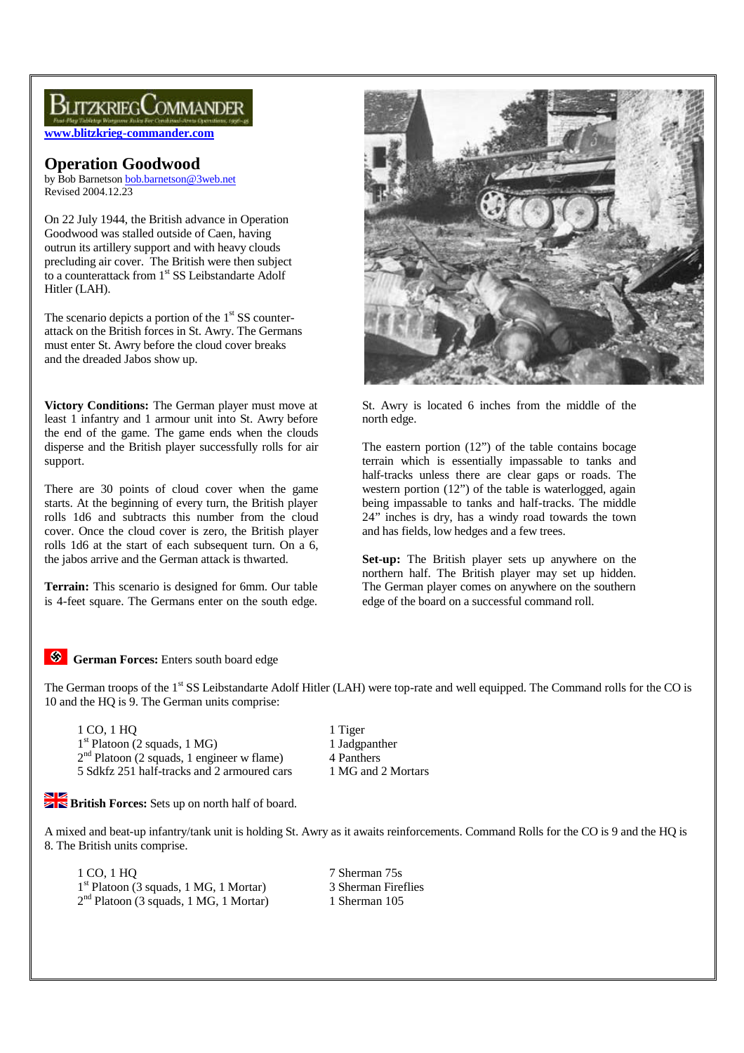BLITZKRIEG COMMANDER

[www.blitzkrieg-commander.com](http://www.blitzkrieg-commander.com)

# Operation Goodwood

by Bob Barnetson [bob.barnetson@3web.net](mailto:bob.barnetson@3web.net)
Revised 2004.12.23

On 22 July 1944, the British advance in Operation Goodwood was stalled outside of Caen, having outrun its artillery support and with heavy clouds precluding air cover. The British were then subject to a counterattack from 1st SS Leibstandarte Adolf Hitler (LAH).

The scenario depicts a portion of the 1st SS counter-attack on the British forces in St. Awry. The Germans must enter St. Awry before the cloud cover breaks and the dreaded Jabos show up.

**Victory Conditions:** The German player must move at least 1 infantry and 1 armour unit into St. Awry before the end of the game. The game ends when the clouds disperse and the British player successfully rolls for air support.

There are 30 points of cloud cover when the game starts. At the beginning of every turn, the British player rolls 1d6 and subtracts this number from the cloud cover. Once the cloud cover is zero, the British player rolls 1d6 at the start of each subsequent turn. On a 6, the jabos arrive and the German attack is thwarted.

**Terrain:** This scenario is designed for 6mm. Our table is 4-feet square. The Germans enter on the south edge.

St. Awry is located 6 inches from the middle of the north edge.

The eastern portion (12") of the table contains bocage terrain which is essentially impassable to tanks and half-tracks unless there are clear gaps or roads. The western portion (12") of the table is waterlogged, again being impassable to tanks and half-tracks. The middle 24" inches is dry, has a windy road towards the town and has fields, low hedges and a few trees.

**Set-up:** The British player sets up anywhere on the northern half. The British player may set up hidden. The German player comes on anywhere on the southern edge of the board on a successful command roll.

**German Forces:** Enters south board edge

The German troops of the 1st SS Leibstandarte Adolf Hitler (LAH) were top-rate and well equipped. The Command rolls for the CO is 10 and the HQ is 9. The German units comprise:

- 1 CO, 1 HQ
- 1st Platoon (2 squads, 1 MG)
- 2nd Platoon (2 squads, 1 engineer w flame)
- 5 Sdkfz 251 half-tracks and 2 armoured cars
- 1 Tiger
- 1 Jadgpanther
- 4 Panthers
- 1 MG and 2 Mortars

**British Forces:** Sets up on north half of board.

A mixed and beat-up infantry/tank unit is holding St. Awry as it awaits reinforcements. Command Rolls for the CO is 9 and the HQ is 8. The British units comprise:

- 1 CO, 1 HQ
- 1st Platoon (3 squads, 1 MG, 1 Mortar)
- 2nd Platoon (3 squads, 1 MG, 1 Mortar)
- 7 Sherman 75s
- 3 Sherman Fireflies
- 1 Sherman 105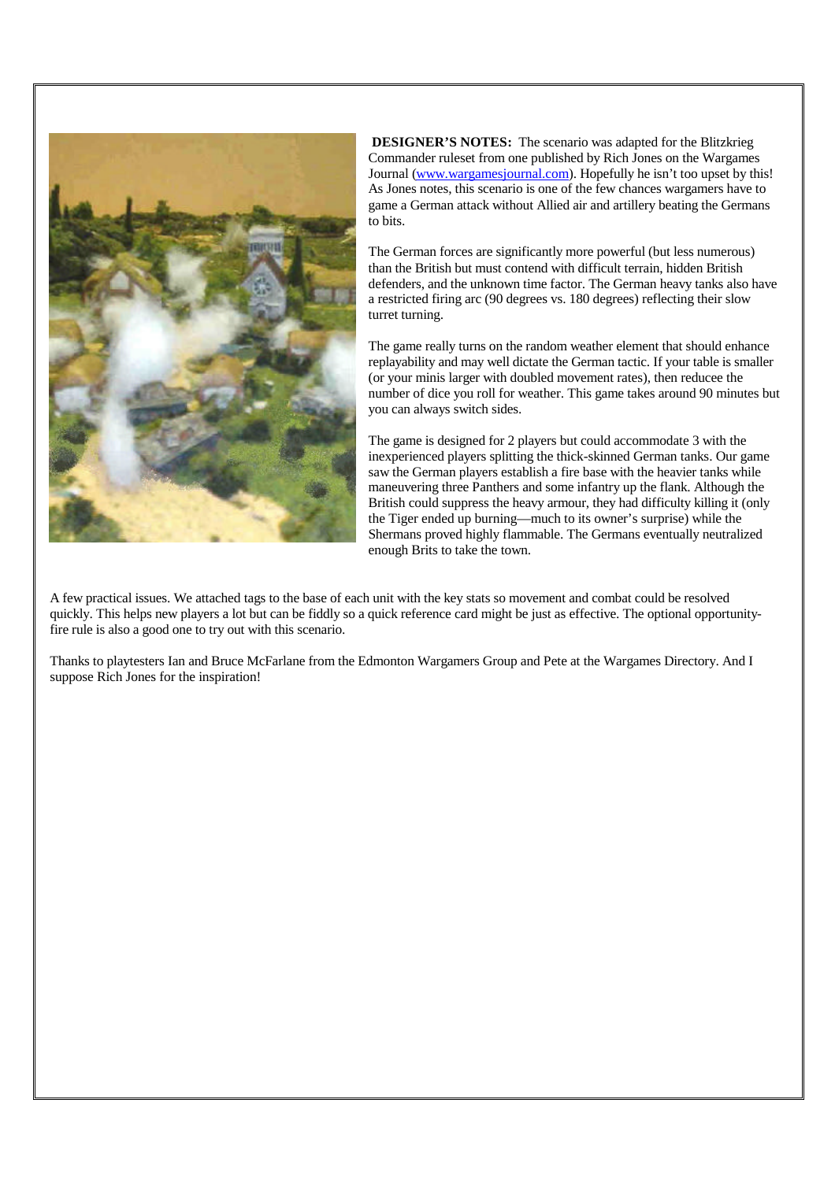**DESIGNER'S NOTES:** The scenario was adapted for the Blitzkrieg Commander ruleset from one published by Rich Jones on the Wargames Journal (www.wargamesjournal.com). Hopefully he isn't too upset by this! As Jones notes, this scenario is one of the few chances wargamers have to game a German attack without Allied air and artillery beating the Germans to bits.

The German forces are significantly more powerful (but less numerous) than the British but must contend with difficult terrain, hidden British defenders, and the unknown time factor. The German heavy tanks also have a restricted firing arc (90 degrees vs. 180 degrees) reflecting their slow turret turning.

The game really turns on the random weather element that should enhance replayability and may well dictate the German tactic. If your table is smaller (or your minis larger with doubled movement rates), then reducee the number of dice you roll for weather. This game takes around 90 minutes but you can always switch sides.

The game is designed for 2 players but could accommodate 3 with the inexperienced players splitting the thick-skinned German tanks. Our game saw the German players establish a fire base with the heavier tanks while maneuvering three Panthers and some infantry up the flank. Although the British could suppress the heavy armour, they had difficulty killing it (only the Tiger ended up burning—much to its owner's surprise) while the Shermans proved highly flammable. The Germans eventually neutralized enough Brits to take the town.

A few practical issues. We attached tags to the base of each unit with the key stats so movement and combat could be resolved quickly. This helps new players a lot but can be fiddly so a quick reference card might be just as effective. The optional opportunity-fire rule is also a good one to try out with this scenario.

Thanks to playtesters Ian and Bruce McFarlane from the Edmonton Wargamers Group and Pete at the Wargames Directory. And I suppose Rich Jones for the inspiration!